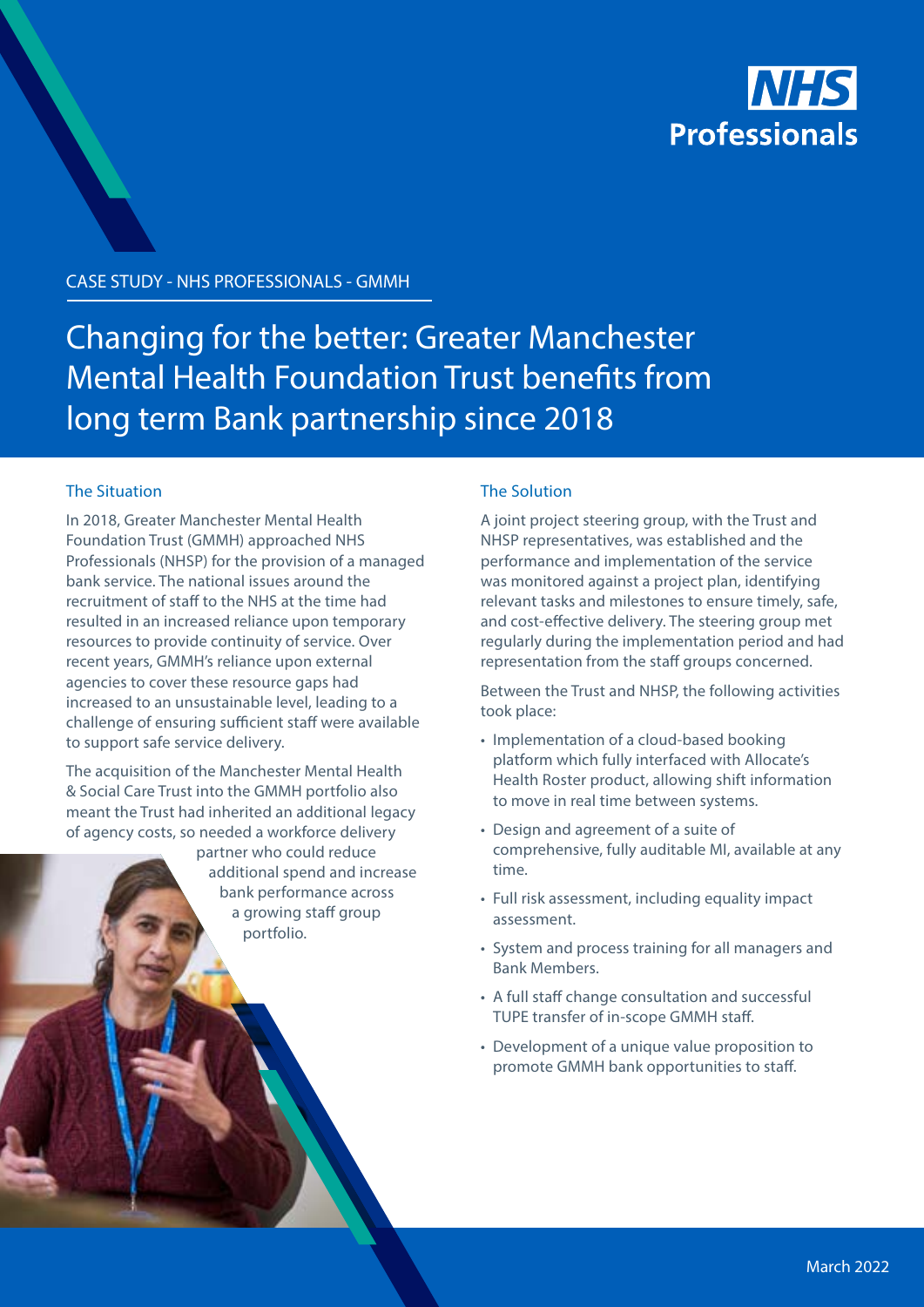NHS Professionals

CASE STUDY - NHS PROFESSIONALS - GMMH

# Changing for the better: Greater Manchester Mental Health Foundation Trust benefits from long term Bank partnership since 2018

## The Situation

In 2018, Greater Manchester Mental Health Foundation Trust (GMMH) approached NHS Professionals (NHSP) for the provision of a managed bank service. The national issues around the recruitment of staff to the NHS at the time had resulted in an increased reliance upon temporary resources to provide continuity of service. Over recent years, GMMH's reliance upon external agencies to cover these resource gaps had increased to an unsustainable level, leading to a challenge of ensuring sufficient staff were available to support safe service delivery.

The acquisition of the Manchester Mental Health & Social Care Trust into the GMMH portfolio also meant the Trust had inherited an additional legacy of agency costs, so needed a workforce delivery partner who could reduce additional spend and increase bank performance across a growing staff group portfolio.

## The Solution

A joint project steering group, with the Trust and NHSP representatives, was established and the performance and implementation of the service was monitored against a project plan, identifying relevant tasks and milestones to ensure timely, safe, and cost-effective delivery. The steering group met regularly during the implementation period and had representation from the staff groups concerned.

Between the Trust and NHSP, the following activities took place:

- Implementation of a cloud-based booking platform which fully interfaced with Allocate's Health Roster product, allowing shift information to move in real time between systems.
- Design and agreement of a suite of comprehensive, fully auditable MI, available at any time.
- Full risk assessment, including equality impact assessment.
- System and process training for all managers and Bank Members.
- A full staff change consultation and successful TUPE transfer of in-scope GMMH staff.
- Development of a unique value proposition to promote GMMH bank opportunities to staff.

March 2022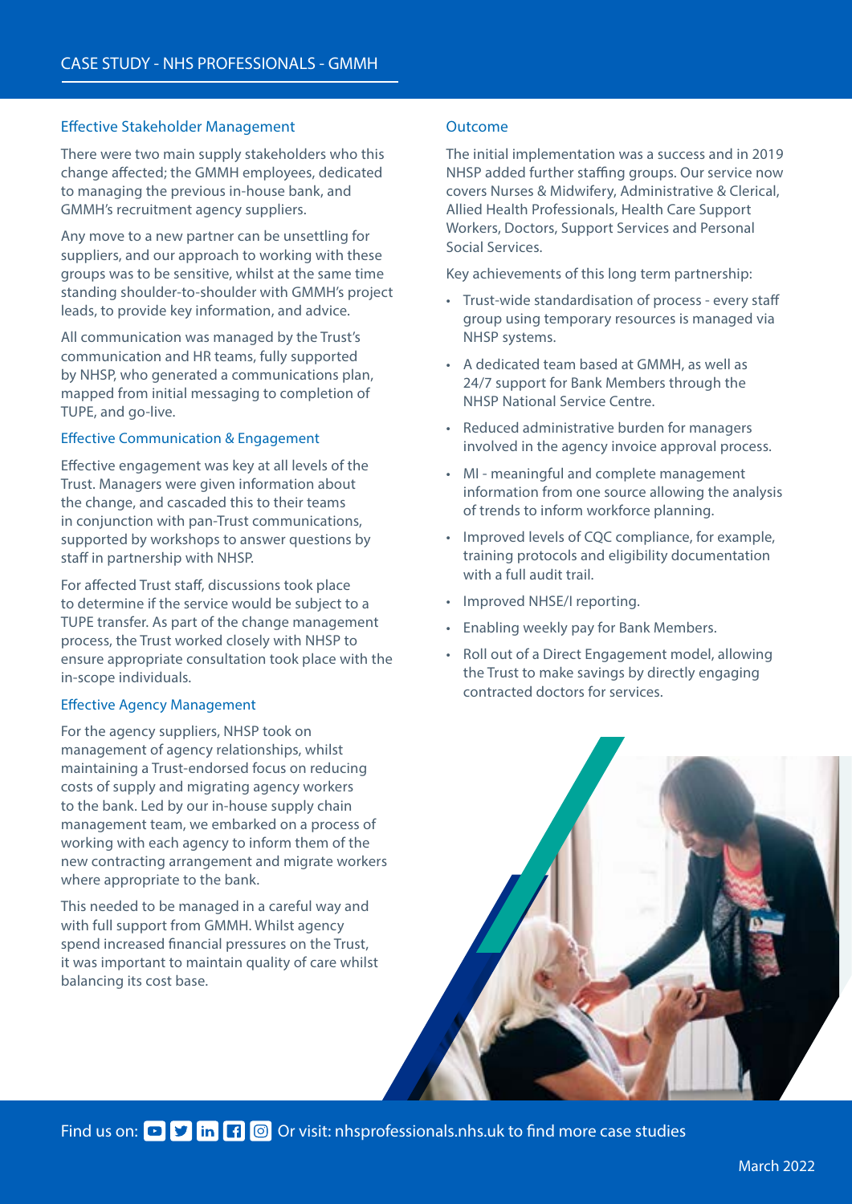## Effective Stakeholder Management

There were two main supply stakeholders who this change affected; the GMMH employees, dedicated to managing the previous in-house bank, and GMMH's recruitment agency suppliers.

Any move to a new partner can be unsettling for suppliers, and our approach to working with these groups was to be sensitive, whilst at the same time standing shoulder-to-shoulder with GMMH's project leads, to provide key information, and advice.

All communication was managed by the Trust's communication and HR teams, fully supported by NHSP, who generated a communications plan, mapped from initial messaging to completion of TUPE, and go-live.

## Effective Communication & Engagement

Effective engagement was key at all levels of the Trust. Managers were given information about the change, and cascaded this to their teams in conjunction with pan-Trust communications, supported by workshops to answer questions by staff in partnership with NHSP.

For affected Trust staff, discussions took place to determine if the service would be subject to a TUPE transfer. As part of the change management process, the Trust worked closely with NHSP to ensure appropriate consultation took place with the in-scope individuals.

## Effective Agency Management

For the agency suppliers, NHSP took on management of agency relationships, whilst maintaining a Trust-endorsed focus on reducing costs of supply and migrating agency workers to the bank. Led by our in-house supply chain management team, we embarked on a process of working with each agency to inform them of the new contracting arrangement and migrate workers where appropriate to the bank.

This needed to be managed in a careful way and with full support from GMMH. Whilst agency spend increased financial pressures on the Trust, it was important to maintain quality of care whilst balancing its cost base.

## Outcome

The initial implementation was a success and in 2019 NHSP added further staffing groups. Our service now covers Nurses & Midwifery, Administrative & Clerical, Allied Health Professionals, Health Care Support Workers, Doctors, Support Services and Personal Social Services.

Key achievements of this long term partnership:

- Trust-wide standardisation of process - every staff group using temporary resources is managed via NHSP systems.
- A dedicated team based at GMMH, as well as 24/7 support for Bank Members through the NHSP National Service Centre.
- Reduced administrative burden for managers involved in the agency invoice approval process.
- MI - meaningful and complete management information from one source allowing the analysis of trends to inform workforce planning.
- Improved levels of CQC compliance, for example, training protocols and eligibility documentation with a full audit trail.
- Improved NHSE/I reporting.
- Enabling weekly pay for Bank Members.
- Roll out of a Direct Engagement model, allowing the Trust to make savings by directly engaging contracted doctors for services.

Find us on: Or visit: nhsprofessionals.nhs.uk to find more case studies

March 2022